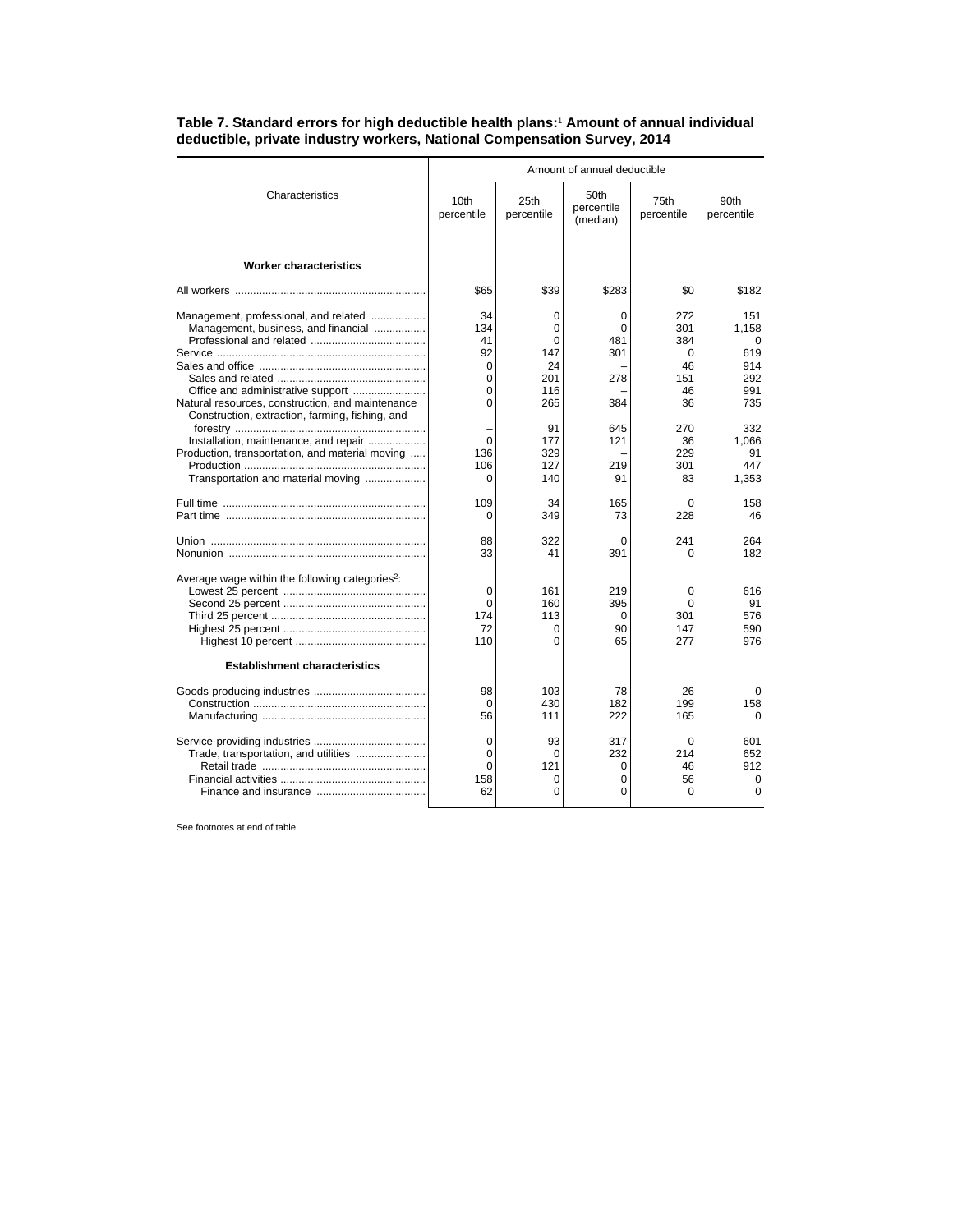**Table 7. Standard errors for high deductible health plans:[1] Amount of annual individual deductible, private industry workers, National Compensation Survey, 2014**

| Characteristics | Amount of annual deductible | | | | |
|---|---|---|---|---|---|
| | 10th percentile | 25th percentile | 50th percentile (median) | 75th percentile | 90th percentile |
| **Worker characteristics** | | | | | |
| All workers | $65 | $39 | $283 | $0 | $182 |
| Management, professional, and related | 34 | 0 | 0 | 272 | 151 |
| Management, business, and financial | 134 | 0 | 0 | 301 | 1,158 |
| Professional and related | 41 | 0 | 481 | 384 | 0 |
| Service | 92 | 147 | 301 | 0 | 619 |
| Sales and office | 0 | 24 | – | 46 | 914 |
| Sales and related | 0 | 201 | 278 | 151 | 292 |
| Office and administrative support | 0 | 116 | – | 46 | 991 |
| Natural resources, construction, and maintenance | 0 | 265 | 384 | 36 | 735 |
| Construction, extraction, farming, fishing, and forestry | – | 91 | 645 | 270 | 332 |
| Installation, maintenance, and repair | 0 | 177 | 121 | 36 | 1,066 |
| Production, transportation, and material moving | 136 | 329 | – | 229 | 91 |
| Production | 106 | 127 | 219 | 301 | 447 |
| Transportation and material moving | 0 | 140 | 91 | 83 | 1,353 |
| Full time | 109 | 34 | 165 | 0 | 158 |
| Part time | 0 | 349 | 73 | 228 | 46 |
| Union | 88 | 322 | 0 | 241 | 264 |
| Nonunion | 33 | 41 | 391 | 0 | 182 |
| Average wage within the following categories[2]: | | | | | |
| Lowest 25 percent | 0 | 161 | 219 | 0 | 616 |
| Second 25 percent | 0 | 160 | 395 | 0 | 91 |
| Third 25 percent | 174 | 113 | 0 | 301 | 576 |
| Highest 25 percent | 72 | 0 | 90 | 147 | 590 |
| Highest 10 percent | 110 | 0 | 65 | 277 | 976 |
| **Establishment characteristics** | | | | | |
| Goods-producing industries | 98 | 103 | 78 | 26 | 0 |
| Construction | 0 | 430 | 182 | 199 | 158 |
| Manufacturing | 56 | 111 | 222 | 165 | 0 |
| Service-providing industries | 0 | 93 | 317 | 0 | 601 |
| Trade, transportation, and utilities | 0 | 0 | 232 | 214 | 652 |
| Retail trade | 0 | 121 | 0 | 46 | 912 |
| Financial activities | 158 | 0 | 0 | 56 | 0 |
| Finance and insurance | 62 | 0 | 0 | 0 | 0 |

See footnotes at end of table.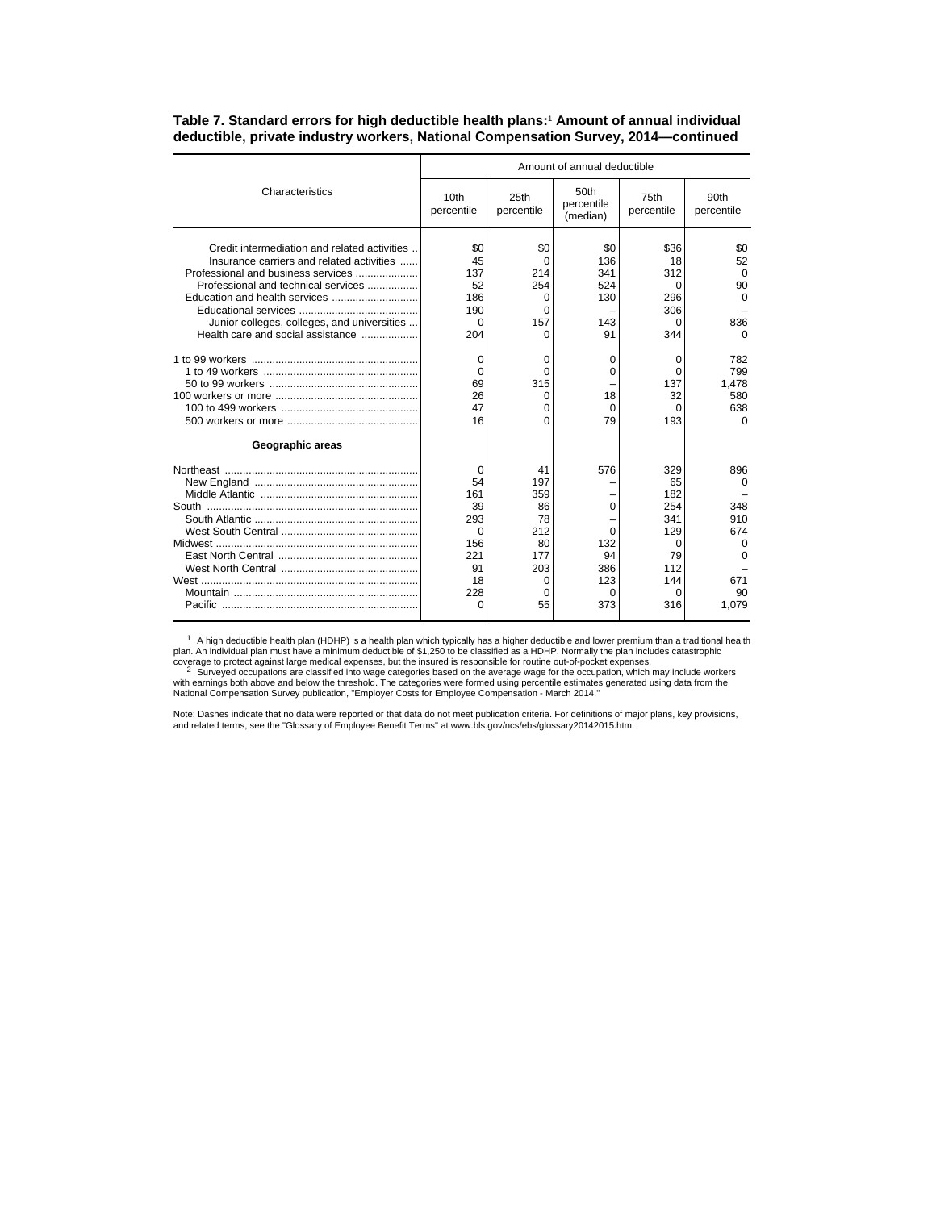**Table 7. Standard errors for high deductible health plans:**[1] **Amount of annual individual deductible, private industry workers, National Compensation Survey, 2014—continued**

| Characteristics | Amount of annual deductible | | | | |
|---|---|---|---|---|---|
| | 10th percentile | 25th percentile | 50th percentile (median) | 75th percentile | 90th percentile |
| Credit intermediation and related activities | $0 | $0 | $0 | $36 | $0 |
| Insurance carriers and related activities | 45 | 0 | 136 | 18 | 52 |
| Professional and business services | 137 | 214 | 341 | 312 | 0 |
| Professional and technical services | 52 | 254 | 524 | 0 | 90 |
| Education and health services | 186 | 0 | 130 | 296 | 0 |
| Educational services | 190 | 0 | – | 306 | – |
| Junior colleges, colleges, and universities | 0 | 157 | 143 | 0 | 836 |
| Health care and social assistance | 204 | 0 | 91 | 344 | 0 |
| 1 to 99 workers | 0 | 0 | 0 | 0 | 782 |
| 1 to 49 workers | 0 | 0 | 0 | 0 | 799 |
| 50 to 99 workers | 69 | 315 | – | 137 | 1,478 |
| 100 workers or more | 26 | 0 | 18 | 32 | 580 |
| 100 to 499 workers | 47 | 0 | 0 | 0 | 638 |
| 500 workers or more | 16 | 0 | 79 | 193 | 0 |
| **Geographic areas** | | | | | |
| Northeast | 0 | 41 | 576 | 329 | 896 |
| New England | 54 | 197 | – | 65 | 0 |
| Middle Atlantic | 161 | 359 | – | 182 | – |
| South | 39 | 86 | 0 | 254 | 348 |
| South Atlantic | 293 | 78 | – | 341 | 910 |
| West South Central | 0 | 212 | 0 | 129 | 674 |
| Midwest | 156 | 80 | 132 | 0 | 0 |
| East North Central | 221 | 177 | 94 | 79 | 0 |
| West North Central | 91 | 203 | 386 | 112 | – |
| West | 18 | 0 | 123 | 144 | 671 |
| Mountain | 228 | 0 | 0 | 0 | 90 |
| Pacific | 0 | 55 | 373 | 316 | 1,079 |

[1] A high deductible health plan (HDHP) is a health plan which typically has a higher deductible and lower premium than a traditional health plan. An individual plan must have a minimum deductible of $1,250 to be classified as a HDHP. Normally the plan includes catastrophic coverage to protect against large medical expenses, but the insured is responsible for routine out-of-pocket expenses.

[2] Surveyed occupations are classified into wage categories based on the average wage for the occupation, which may include workers with earnings both above and below the threshold. The categories were formed using percentile estimates generated using data from the National Compensation Survey publication, "Employer Costs for Employee Compensation - March 2014."

Note: Dashes indicate that no data were reported or that data do not meet publication criteria. For definitions of major plans, key provisions, and related terms, see the "Glossary of Employee Benefit Terms" at www.bls.gov/ncs/ebs/glossary20142015.htm.